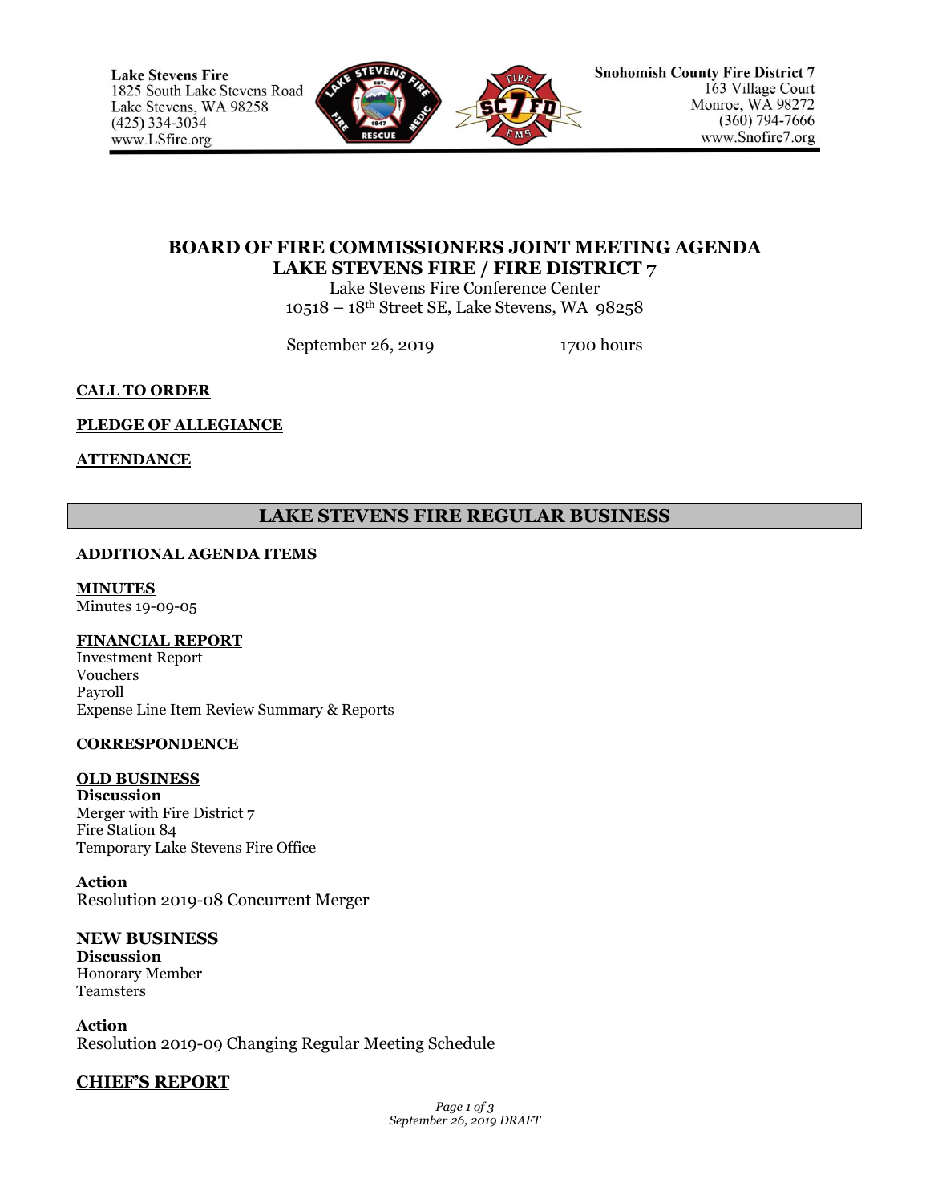**Lake Stevens Fire**
1825 South Lake Stevens Road
Lake Stevens, WA 98258
(425) 334-3034
www.LSfire.org

**Snohomish County Fire District 7**
163 Village Court
Monroe, WA 98272
(360) 794-7666
www.Snofire7.org

# BOARD OF FIRE COMMISSIONERS JOINT MEETING AGENDA
# LAKE STEVENS FIRE / FIRE DISTRICT 7

Lake Stevens Fire Conference Center
10518 – 18th Street SE, Lake Stevens, WA 98258

September 26, 2019 1700 hours

**CALL TO ORDER**

**PLEDGE OF ALLEGIANCE**

**ATTENDANCE**

## LAKE STEVENS FIRE REGULAR BUSINESS

**ADDITIONAL AGENDA ITEMS**

**MINUTES**
Minutes 19-09-05

**FINANCIAL REPORT**
Investment Report
Vouchers
Payroll
Expense Line Item Review Summary & Reports

**CORRESPONDENCE**

**OLD BUSINESS**
**Discussion**
Merger with Fire District 7
Fire Station 84
Temporary Lake Stevens Fire Office

**Action**
Resolution 2019-08 Concurrent Merger

**NEW BUSINESS**
**Discussion**
Honorary Member
Teamsters

**Action**
Resolution 2019-09 Changing Regular Meeting Schedule

**CHIEF'S REPORT**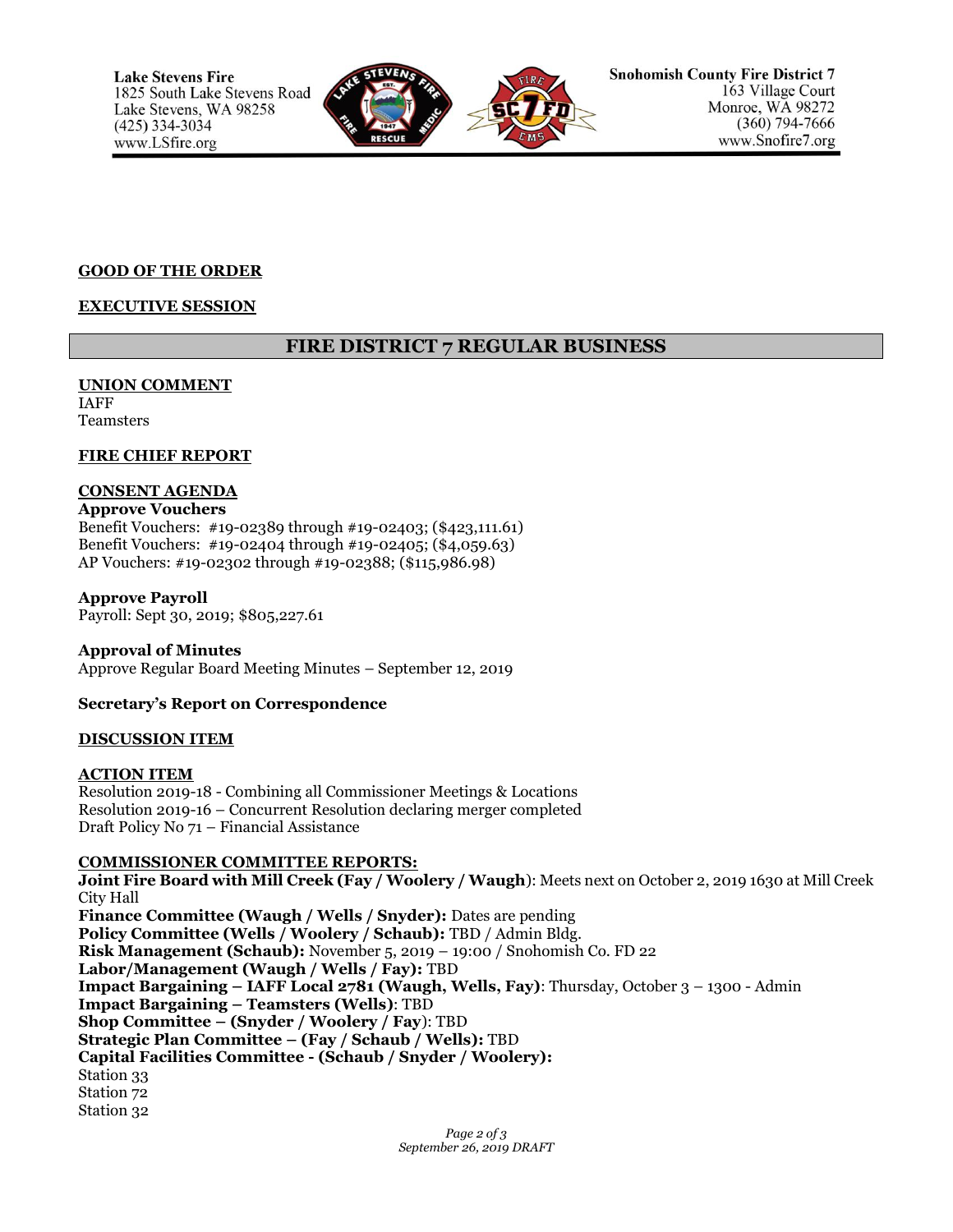**GOOD OF THE ORDER**

**EXECUTIVE SESSION**

## FIRE DISTRICT 7 REGULAR BUSINESS

**UNION COMMENT**
IAFF
Teamsters

**FIRE CHIEF REPORT**

**CONSENT AGENDA**

**Approve Vouchers**
Benefit Vouchers: #19-02389 through #19-02403; ($423,111.61)
Benefit Vouchers: #19-02404 through #19-02405; ($4,059.63)
AP Vouchers: #19-02302 through #19-02388; ($115,986.98)

**Approve Payroll**
Payroll: Sept 30, 2019; $805,227.61

**Approval of Minutes**
Approve Regular Board Meeting Minutes – September 12, 2019

**Secretary's Report on Correspondence**

**DISCUSSION ITEM**

**ACTION ITEM**
Resolution 2019-18 - Combining all Commissioner Meetings & Locations
Resolution 2019-16 – Concurrent Resolution declaring merger completed
Draft Policy No 71 – Financial Assistance

**COMMISSIONER COMMITTEE REPORTS:**
**Joint Fire Board with Mill Creek (Fay / Woolery / Waugh)**: Meets next on October 2, 2019 1630 at Mill Creek City Hall
**Finance Committee (Waugh / Wells / Snyder):** Dates are pending
**Policy Committee (Wells / Woolery / Schaub):** TBD / Admin Bldg.
**Risk Management (Schaub):** November 5, 2019 – 19:00 / Snohomish Co. FD 22
**Labor/Management (Waugh / Wells / Fay):** TBD
**Impact Bargaining – IAFF Local 2781 (Waugh, Wells, Fay)**: Thursday, October 3 – 1300 - Admin
**Impact Bargaining – Teamsters (Wells)**: TBD
**Shop Committee – (Snyder / Woolery / Fay)**: TBD
**Strategic Plan Committee – (Fay / Schaub / Wells):** TBD
**Capital Facilities Committee - (Schaub / Snyder / Woolery):**
Station 33
Station 72
Station 32

*September 26, 2019 DRAFT*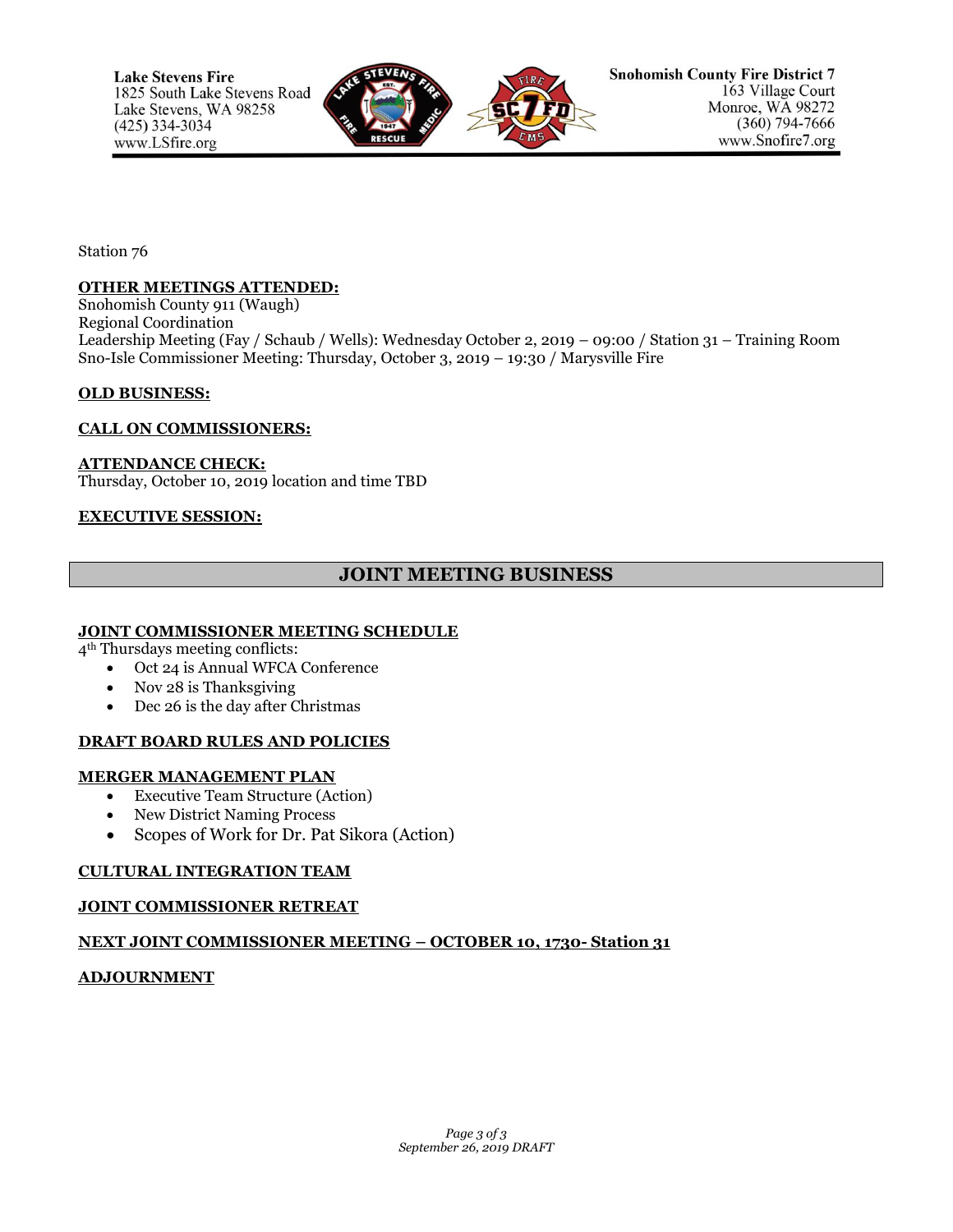Lake Stevens Fire
1825 South Lake Stevens Road
Lake Stevens, WA 98258
(425) 334-3034
www.LSfire.org

Snohomish County Fire District 7
163 Village Court
Monroe, WA 98272
(360) 794-7666
www.Snofire7.org

Station 76

**OTHER MEETINGS ATTENDED:**
Snohomish County 911 (Waugh)
Regional Coordination
Leadership Meeting (Fay / Schaub / Wells): Wednesday October 2, 2019 – 09:00 / Station 31 – Training Room
Sno-Isle Commissioner Meeting: Thursday, October 3, 2019 – 19:30 / Marysville Fire

**OLD BUSINESS:**

**CALL ON COMMISSIONERS:**

**ATTENDANCE CHECK:**
Thursday, October 10, 2019 location and time TBD

**EXECUTIVE SESSION:**

## JOINT MEETING BUSINESS

**JOINT COMMISSIONER MEETING SCHEDULE**
4th Thursdays meeting conflicts:

- Oct 24 is Annual WFCA Conference
- Nov 28 is Thanksgiving
- Dec 26 is the day after Christmas

**DRAFT BOARD RULES AND POLICIES**

**MERGER MANAGEMENT PLAN**

- Executive Team Structure (Action)
- New District Naming Process
- Scopes of Work for Dr. Pat Sikora (Action)

**CULTURAL INTEGRATION TEAM**

**JOINT COMMISSIONER RETREAT**

**NEXT JOINT COMMISSIONER MEETING – OCTOBER 10, 1730- Station 31**

**ADJOURNMENT**

*September 26, 2019 DRAFT*